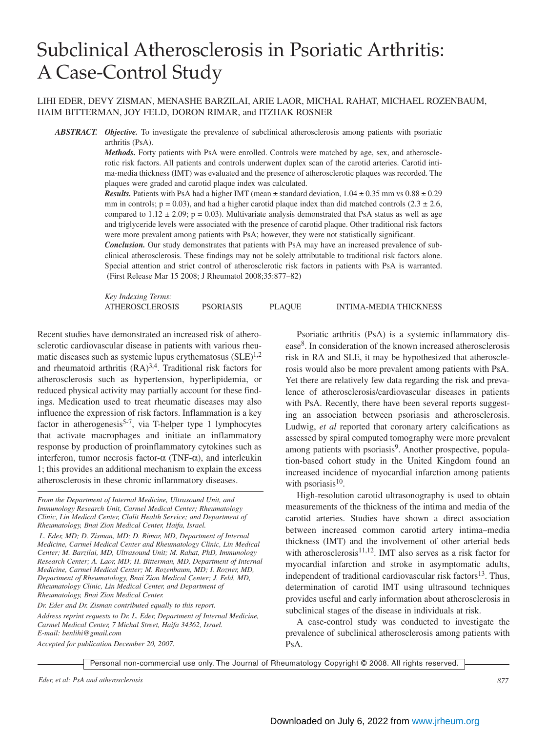# Subclinical Atherosclerosis in Psoriatic Arthritis: A Case-Control Study

LIHI EDER, DEVY ZISMAN, MENASHE BARZILAI, ARIE LAOR, MICHAL RAHAT, MICHAEL ROZENBAUM, HAIM BITTERMAN, JOY FELD, DORON RIMAR, and ITZHAK ROSNER

***ABSTRACT.*** ***Objective.*** To investigate the prevalence of subclinical atherosclerosis among patients with psoriatic arthritis (PsA).

***Methods.*** Forty patients with PsA were enrolled. Controls were matched by age, sex, and atherosclerotic risk factors. All patients and controls underwent duplex scan of the carotid arteries. Carotid intima-media thickness (IMT) was evaluated and the presence of atherosclerotic plaques was recorded. The plaques were graded and carotid plaque index was calculated.

***Results.*** Patients with PsA had a higher IMT (mean ± standard deviation, 1.04 ± 0.35 mm vs 0.88 ± 0.29 mm in controls; $p = 0.03$), and had a higher carotid plaque index than did matched controls (2.3 ± 2.6, compared to 1.12 ± 2.09; $p = 0.03$). Multivariate analysis demonstrated that PsA status as well as age and triglyceride levels were associated with the presence of carotid plaque. Other traditional risk factors were more prevalent among patients with PsA; however, they were not statistically significant.

***Conclusion.*** Our study demonstrates that patients with PsA may have an increased prevalence of subclinical atherosclerosis. These findings may not be solely attributable to traditional risk factors alone. Special attention and strict control of atherosclerotic risk factors in patients with PsA is warranted. (First Release Mar 15 2008; J Rheumatol 2008;35:877–82)

*Key Indexing Terms:*
ATHEROSCLEROSIS PSORIASIS PLAQUE INTIMA-MEDIA THICKNESS

Recent studies have demonstrated an increased risk of atherosclerotic cardiovascular disease in patients with various rheumatic diseases such as systemic lupus erythematosus (SLE)[1,2] and rheumatoid arthritis (RA)[3,4]. Traditional risk factors for atherosclerosis such as hypertension, hyperlipidemia, or reduced physical activity may partially account for these findings. Medication used to treat rheumatic diseases may also influence the expression of risk factors. Inflammation is a key factor in atherogenesis[5-7], via T-helper type 1 lymphocytes that activate macrophages and initiate an inflammatory response by production of proinflammatory cytokines such as interferon, tumor necrosis factor-α (TNF-α), and interleukin 1; this provides an additional mechanism to explain the excess atherosclerosis in these chronic inflammatory diseases.

Psoriatic arthritis (PsA) is a systemic inflammatory disease[8]. In consideration of the known increased atherosclerosis risk in RA and SLE, it may be hypothesized that atherosclerosis would also be more prevalent among patients with PsA. Yet there are relatively few data regarding the risk and prevalence of atherosclerosis/cardiovascular diseases in patients with PsA. Recently, there have been several reports suggesting an association between psoriasis and atherosclerosis. Ludwig, *et al* reported that coronary artery calcifications as assessed by spiral computed tomography were more prevalent among patients with psoriasis[9]. Another prospective, population-based cohort study in the United Kingdom found an increased incidence of myocardial infarction among patients with psoriasis[10].

High-resolution carotid ultrasonography is used to obtain measurements of the thickness of the intima and media of the carotid arteries. Studies have shown a direct association between increased common carotid artery intima–media thickness (IMT) and the involvement of other arterial beds with atherosclerosis[11,12]. IMT also serves as a risk factor for myocardial infarction and stroke in asymptomatic adults, independent of traditional cardiovascular risk factors[13]. Thus, determination of carotid IMT using ultrasound techniques provides useful and early information about atherosclerosis in subclinical stages of the disease in individuals at risk.

A case-control study was conducted to investigate the prevalence of subclinical atherosclerosis among patients with PsA.

*From the Department of Internal Medicine, Ultrasound Unit, and Immunology Research Unit, Carmel Medical Center; Rheumatology Clinic, Lin Medical Center, Clalit Health Service; and Department of Rheumatology, Bnai Zion Medical Center, Haifa, Israel.*

*L. Eder, MD; D. Zisman, MD; D. Rimar, MD, Department of Internal Medicine, Carmel Medical Center and Rheumatology Clinic, Lin Medical Center; M. Barzilai, MD, Ultrasound Unit; M. Rahat, PhD, Immunology Research Center; A. Laor, MD; H. Bitterman, MD, Department of Internal Medicine, Carmel Medical Center; M. Rozenbaum, MD; I. Rozner, MD, Department of Rheumatology, Bnai Zion Medical Center; J. Feld, MD, Rheumatology Clinic, Lin Medical Center, and Department of Rheumatology, Bnai Zion Medical Center.*

*Dr. Eder and Dr. Zisman contributed equally to this report.*

*Address reprint requests to Dr. L. Eder, Department of Internal Medicine, Carmel Medical Center, 7 Michal Street, Haifa 34362, Israel. E-mail: benlihi@gmail.com*

*Accepted for publication December 20, 2007.*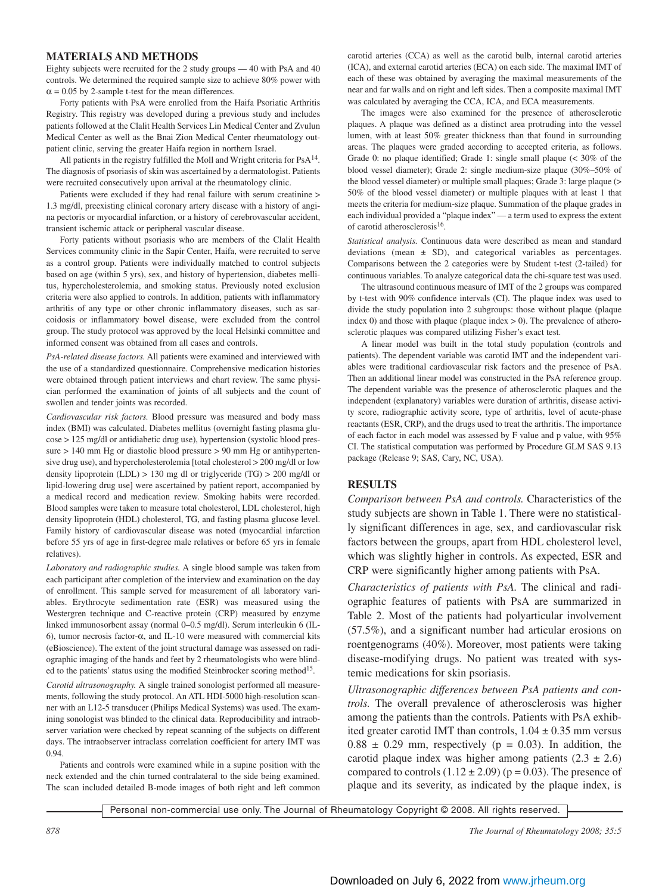## MATERIALS AND METHODS

Eighty subjects were recruited for the 2 study groups — 40 with PsA and 40 controls. We determined the required sample size to achieve 80% power with $\alpha = 0.05$ by 2-sample t-test for the mean differences.

Forty patients with PsA were enrolled from the Haifa Psoriatic Arthritis Registry. This registry was developed during a previous study and includes patients followed at the Clalit Health Services Lin Medical Center and Zvulun Medical Center as well as the Bnai Zion Medical Center rheumatology outpatient clinic, serving the greater Haifa region in northern Israel.

All patients in the registry fulfilled the Moll and Wright criteria for PsA[14]. The diagnosis of psoriasis of skin was ascertained by a dermatologist. Patients were recruited consecutively upon arrival at the rheumatology clinic.

Patients were excluded if they had renal failure with serum creatinine > 1.3 mg/dl, preexisting clinical coronary artery disease with a history of angina pectoris or myocardial infarction, or a history of cerebrovascular accident, transient ischemic attack or peripheral vascular disease.

Forty patients without psoriasis who are members of the Clalit Health Services community clinic in the Sapir Center, Haifa, were recruited to serve as a control group. Patients were individually matched to control subjects based on age (within 5 yrs), sex, and history of hypertension, diabetes mellitus, hypercholesterolemia, and smoking status. Previously noted exclusion criteria were also applied to controls. In addition, patients with inflammatory arthritis of any type or other chronic inflammatory diseases, such as sarcoidosis or inflammatory bowel disease, were excluded from the control group. The study protocol was approved by the local Helsinki committee and informed consent was obtained from all cases and controls.

*PsA-related disease factors.* All patients were examined and interviewed with the use of a standardized questionnaire. Comprehensive medication histories were obtained through patient interviews and chart review. The same physician performed the examination of joints of all subjects and the count of swollen and tender joints was recorded.

*Cardiovascular risk factors.* Blood pressure was measured and body mass index (BMI) was calculated. Diabetes mellitus (overnight fasting plasma glucose > 125 mg/dl or antidiabetic drug use), hypertension (systolic blood pressure > 140 mm Hg or diastolic blood pressure > 90 mm Hg or antihypertensive drug use), and hypercholesterolemia [total cholesterol > 200 mg/dl or low density lipoprotein (LDL) > 130 mg dl or triglyceride (TG) > 200 mg/dl or lipid-lowering drug use] were ascertained by patient report, accompanied by a medical record and medication review. Smoking habits were recorded. Blood samples were taken to measure total cholesterol, LDL cholesterol, high density lipoprotein (HDL) cholesterol, TG, and fasting plasma glucose level. Family history of cardiovascular disease was noted (myocardial infarction before 55 yrs of age in first-degree male relatives or before 65 yrs in female relatives).

*Laboratory and radiographic studies.* A single blood sample was taken from each participant after completion of the interview and examination on the day of enrollment. This sample served for measurement of all laboratory variables. Erythrocyte sedimentation rate (ESR) was measured using the Westergren technique and C-reactive protein (CRP) measured by enzyme linked immunosorbent assay (normal 0–0.5 mg/dl). Serum interleukin 6 (IL-6), tumor necrosis factor-$\alpha$, and IL-10 were measured with commercial kits (eBioscience). The extent of the joint structural damage was assessed on radiographic imaging of the hands and feet by 2 rheumatologists who were blinded to the patients' status using the modified Steinbrocker scoring method[15].

*Carotid ultrasonography.* A single trained sonologist performed all measurements, following the study protocol. An ATL HDI-5000 high-resolution scanner with an L12-5 transducer (Philips Medical Systems) was used. The examining sonologist was blinded to the clinical data. Reproducibility and intraobserver variation were checked by repeat scanning of the subjects on different days. The intraobserver intraclass correlation coefficient for artery IMT was 0.94.

Patients and controls were examined while in a supine position with the neck extended and the chin turned contralateral to the side being examined. The scan included detailed B-mode images of both right and left common carotid arteries (CCA) as well as the carotid bulb, internal carotid arteries (ICA), and external carotid arteries (ECA) on each side. The maximal IMT of each of these was obtained by averaging the maximal measurements of the near and far walls and on right and left sides. Then a composite maximal IMT was calculated by averaging the CCA, ICA, and ECA measurements.

The images were also examined for the presence of atherosclerotic plaques. A plaque was defined as a distinct area protruding into the vessel lumen, with at least 50% greater thickness than that found in surrounding areas. The plaques were graded according to accepted criteria, as follows. Grade 0: no plaque identified; Grade 1: single small plaque (< 30% of the blood vessel diameter); Grade 2: single medium-size plaque (30%–50% of the blood vessel diameter) or multiple small plaques; Grade 3: large plaque (> 50% of the blood vessel diameter) or multiple plaques with at least 1 that meets the criteria for medium-size plaque. Summation of the plaque grades in each individual provided a "plaque index" — a term used to express the extent of carotid atherosclerosis[16].

*Statistical analysis.* Continuous data were described as mean and standard deviations (mean ± SD), and categorical variables as percentages. Comparisons between the 2 categories were by Student t-test (2-tailed) for continuous variables. To analyze categorical data the chi-square test was used.

The ultrasound continuous measure of IMT of the 2 groups was compared by t-test with 90% confidence intervals (CI). The plaque index was used to divide the study population into 2 subgroups: those without plaque (plaque index 0) and those with plaque (plaque index > 0). The prevalence of atherosclerotic plaques was compared utilizing Fisher's exact test.

A linear model was built in the total study population (controls and patients). The dependent variable was carotid IMT and the independent variables were traditional cardiovascular risk factors and the presence of PsA. Then an additional linear model was constructed in the PsA reference group. The dependent variable was the presence of atherosclerotic plaques and the independent (explanatory) variables were duration of arthritis, disease activity score, radiographic activity score, type of arthritis, level of acute-phase reactants (ESR, CRP), and the drugs used to treat the arthritis. The importance of each factor in each model was assessed by F value and p value, with 95% CI. The statistical computation was performed by Procedure GLM SAS 9.13 package (Release 9; SAS, Cary, NC, USA).

## RESULTS

*Comparison between PsA and controls.* Characteristics of the study subjects are shown in Table 1. There were no statistically significant differences in age, sex, and cardiovascular risk factors between the groups, apart from HDL cholesterol level, which was slightly higher in controls. As expected, ESR and CRP were significantly higher among patients with PsA.

*Characteristics of patients with PsA.* The clinical and radiographic features of patients with PsA are summarized in Table 2. Most of the patients had polyarticular involvement (57.5%), and a significant number had articular erosions on roentgenograms (40%). Moreover, most patients were taking disease-modifying drugs. No patient was treated with systemic medications for skin psoriasis.

*Ultrasonographic differences between PsA patients and controls.* The overall prevalence of atherosclerosis was higher among the patients than the controls. Patients with PsA exhibited greater carotid IMT than controls, 1.04 ± 0.35 mm versus 0.88 ± 0.29 mm, respectively ($p = 0.03$). In addition, the carotid plaque index was higher among patients (2.3 ± 2.6) compared to controls (1.12 ± 2.09) ($p = 0.03$). The presence of plaque and its severity, as indicated by the plaque index, is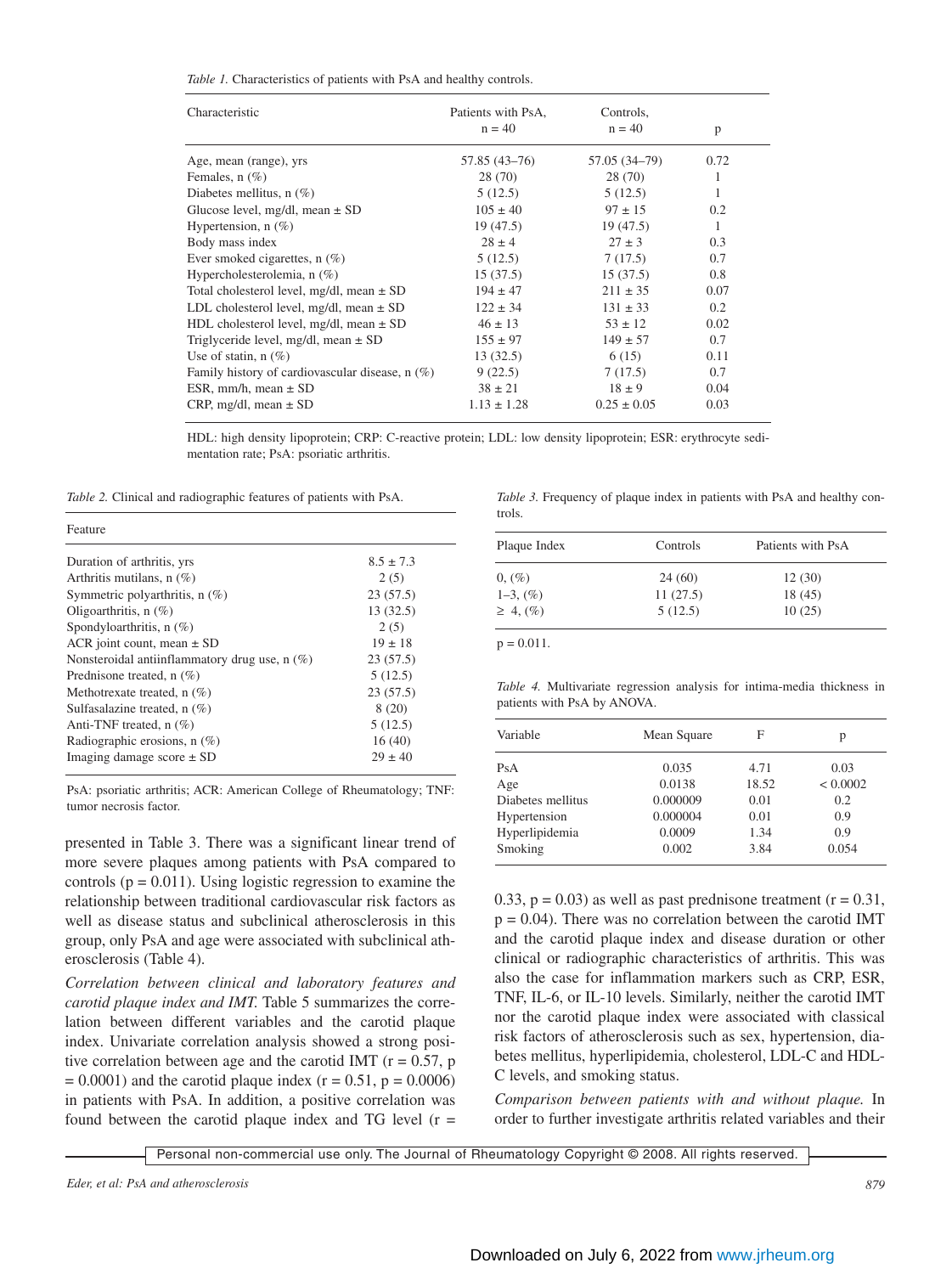*Table 1.* Characteristics of patients with PsA and healthy controls.

| Characteristic | Patients with PsA, n = 40 | Controls, n = 40 | p |
|---|---|---|---|
| Age, mean (range), yrs | 57.85 (43–76) | 57.05 (34–79) | 0.72 |
| Females, n (%) | 28 (70) | 28 (70) | 1 |
| Diabetes mellitus, n (%) | 5 (12.5) | 5 (12.5) | 1 |
| Glucose level, mg/dl, mean ± SD | 105 ± 40 | 97 ± 15 | 0.2 |
| Hypertension, n (%) | 19 (47.5) | 19 (47.5) | 1 |
| Body mass index | 28 ± 4 | 27 ± 3 | 0.3 |
| Ever smoked cigarettes, n (%) | 5 (12.5) | 7 (17.5) | 0.7 |
| Hypercholesterolemia, n (%) | 15 (37.5) | 15 (37.5) | 0.8 |
| Total cholesterol level, mg/dl, mean ± SD | 194 ± 47 | 211 ± 35 | 0.07 |
| LDL cholesterol level, mg/dl, mean ± SD | 122 ± 34 | 131 ± 33 | 0.2 |
| HDL cholesterol level, mg/dl, mean ± SD | 46 ± 13 | 53 ± 12 | 0.02 |
| Triglyceride level, mg/dl, mean ± SD | 155 ± 97 | 149 ± 57 | 0.7 |
| Use of statin, n (%) | 13 (32.5) | 6 (15) | 0.11 |
| Family history of cardiovascular disease, n (%) | 9 (22.5) | 7 (17.5) | 0.7 |
| ESR, mm/h, mean ± SD | 38 ± 21 | 18 ± 9 | 0.04 |
| CRP, mg/dl, mean ± SD | 1.13 ± 1.28 | 0.25 ± 0.05 | 0.03 |

HDL: high density lipoprotein; CRP: C-reactive protein; LDL: low density lipoprotein; ESR: erythrocyte sedimentation rate; PsA: psoriatic arthritis.

*Table 2.* Clinical and radiographic features of patients with PsA.

| Feature | |
|---|---|
| Duration of arthritis, yrs | 8.5 ± 7.3 |
| Arthritis mutilans, n (%) | 2 (5) |
| Symmetric polyarthritis, n (%) | 23 (57.5) |
| Oligoarthritis, n (%) | 13 (32.5) |
| Spondyloarthritis, n (%) | 2 (5) |
| ACR joint count, mean ± SD | 19 ± 18 |
| Nonsteroidal antiinflammatory drug use, n (%) | 23 (57.5) |
| Prednisone treated, n (%) | 5 (12.5) |
| Methotrexate treated, n (%) | 23 (57.5) |
| Sulfasalazine treated, n (%) | 8 (20) |
| Anti-TNF treated, n (%) | 5 (12.5) |
| Radiographic erosions, n (%) | 16 (40) |
| Imaging damage score ± SD | 29 ± 40 |

PsA: psoriatic arthritis; ACR: American College of Rheumatology; TNF: tumor necrosis factor.

presented in Table 3. There was a significant linear trend of more severe plaques among patients with PsA compared to controls (p = 0.011). Using logistic regression to examine the relationship between traditional cardiovascular risk factors as well as disease status and subclinical atherosclerosis in this group, only PsA and age were associated with subclinical atherosclerosis (Table 4).

*Correlation between clinical and laboratory features and carotid plaque index and IMT.* Table 5 summarizes the correlation between different variables and the carotid plaque index. Univariate correlation analysis showed a strong positive correlation between age and the carotid IMT (r = 0.57, p = 0.0001) and the carotid plaque index (r = 0.51, p = 0.0006) in patients with PsA. In addition, a positive correlation was found between the carotid plaque index and TG level (r = 0.33, p = 0.03) as well as past prednisone treatment (r = 0.31, p = 0.04). There was no correlation between the carotid IMT and the carotid plaque index and disease duration or other clinical or radiographic characteristics of arthritis. This was also the case for inflammation markers such as CRP, ESR, TNF, IL-6, or IL-10 levels. Similarly, neither the carotid IMT nor the carotid plaque index were associated with classical risk factors of atherosclerosis such as sex, hypertension, diabetes mellitus, hyperlipidemia, cholesterol, LDL-C and HDL-C levels, and smoking status.

*Table 3.* Frequency of plaque index in patients with PsA and healthy controls.

| Plaque Index | Controls | Patients with PsA |
|---|---|---|
| 0, (%) | 24 (60) | 12 (30) |
| 1–3, (%) | 11 (27.5) | 18 (45) |
| ≥ 4, (%) | 5 (12.5) | 10 (25) |

p = 0.011.

*Table 4.* Multivariate regression analysis for intima-media thickness in patients with PsA by ANOVA.

| Variable | Mean Square | F | p |
|---|---|---|---|
| PsA | 0.035 | 4.71 | 0.03 |
| Age | 0.0138 | 18.52 | < 0.0002 |
| Diabetes mellitus | 0.000009 | 0.01 | 0.2 |
| Hypertension | 0.000004 | 0.01 | 0.9 |
| Hyperlipidemia | 0.0009 | 1.34 | 0.9 |
| Smoking | 0.002 | 3.84 | 0.054 |

*Comparison between patients with and without plaque.* In order to further investigate arthritis related variables and their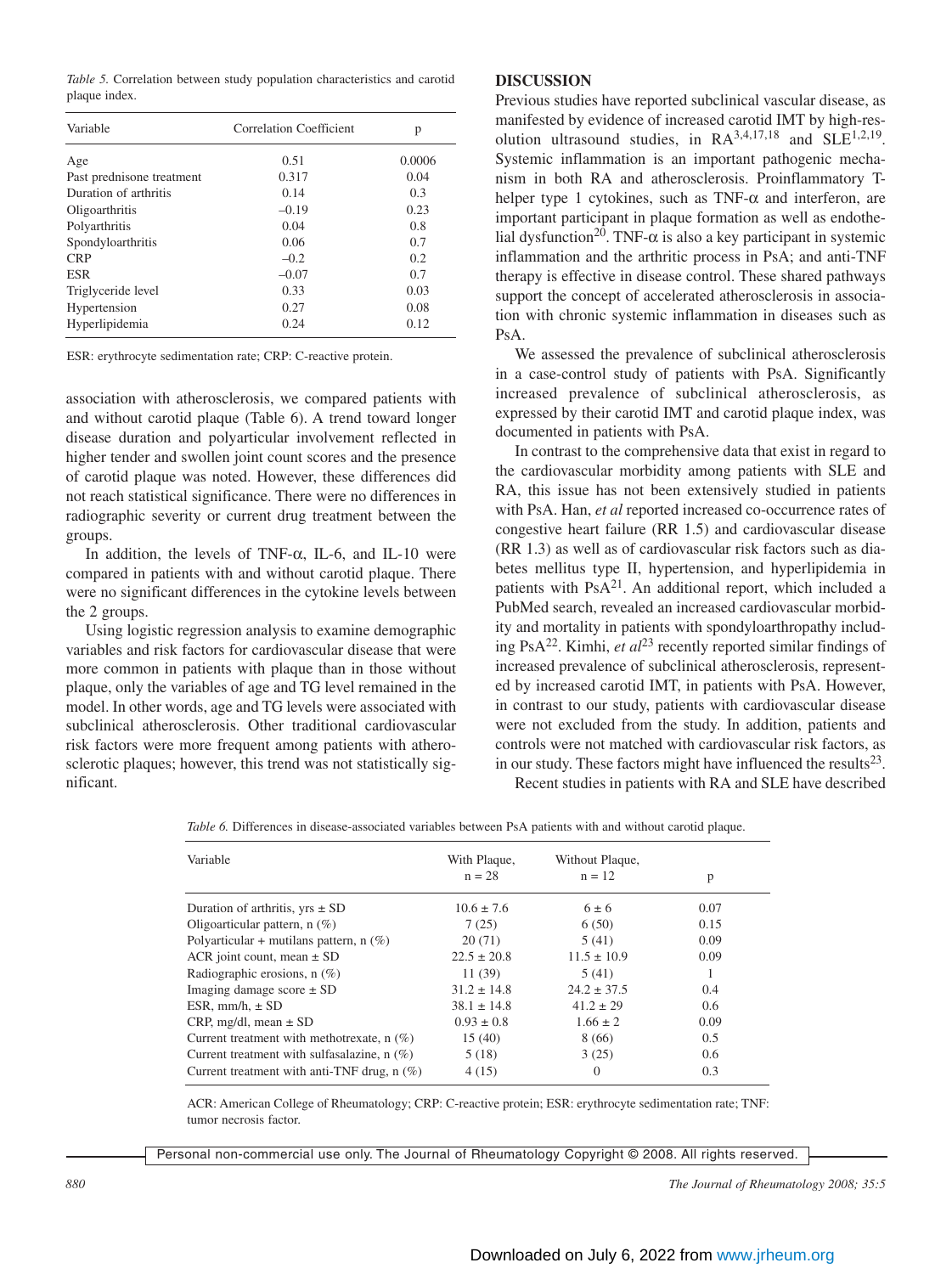*Table 5.* Correlation between study population characteristics and carotid plaque index.

| Variable | Correlation Coefficient | p |
|---|---|---|
| Age | 0.51 | 0.0006 |
| Past prednisone treatment | 0.317 | 0.04 |
| Duration of arthritis | 0.14 | 0.3 |
| Oligoarthritis | –0.19 | 0.23 |
| Polyarthritis | 0.04 | 0.8 |
| Spondyloarthritis | 0.06 | 0.7 |
| CRP | –0.2 | 0.2 |
| ESR | –0.07 | 0.7 |
| Triglyceride level | 0.33 | 0.03 |
| Hypertension | 0.27 | 0.08 |
| Hyperlipidemia | 0.24 | 0.12 |

ESR: erythrocyte sedimentation rate; CRP: C-reactive protein.

association with atherosclerosis, we compared patients with and without carotid plaque (Table 6). A trend toward longer disease duration and polyarticular involvement reflected in higher tender and swollen joint count scores and the presence of carotid plaque was noted. However, these differences did not reach statistical significance. There were no differences in radiographic severity or current drug treatment between the groups.

In addition, the levels of TNF-α, IL-6, and IL-10 were compared in patients with and without carotid plaque. There were no significant differences in the cytokine levels between the 2 groups.

Using logistic regression analysis to examine demographic variables and risk factors for cardiovascular disease that were more common in patients with plaque than in those without plaque, only the variables of age and TG level remained in the model. In other words, age and TG levels were associated with subclinical atherosclerosis. Other traditional cardiovascular risk factors were more frequent among patients with atherosclerotic plaques; however, this trend was not statistically significant.

## DISCUSSION

Previous studies have reported subclinical vascular disease, as manifested by evidence of increased carotid IMT by high-resolution ultrasound studies, in RA[3,4,17,18] and SLE[1,2,19]. Systemic inflammation is an important pathogenic mechanism in both RA and atherosclerosis. Proinflammatory T-helper type 1 cytokines, such as TNF-α and interferon, are important participant in plaque formation as well as endothelial dysfunction[20]. TNF-α is also a key participant in systemic inflammation and the arthritic process in PsA; and anti-TNF therapy is effective in disease control. These shared pathways support the concept of accelerated atherosclerosis in association with chronic systemic inflammation in diseases such as PsA.

We assessed the prevalence of subclinical atherosclerosis in a case-control study of patients with PsA. Significantly increased prevalence of subclinical atherosclerosis, as expressed by their carotid IMT and carotid plaque index, was documented in patients with PsA.

In contrast to the comprehensive data that exist in regard to the cardiovascular morbidity among patients with SLE and RA, this issue has not been extensively studied in patients with PsA. Han, *et al* reported increased co-occurrence rates of congestive heart failure (RR 1.5) and cardiovascular disease (RR 1.3) as well as of cardiovascular risk factors such as diabetes mellitus type II, hypertension, and hyperlipidemia in patients with PsA[21]. An additional report, which included a PubMed search, revealed an increased cardiovascular morbidity and mortality in patients with spondyloarthropathy including PsA[22]. Kimhi, *et al*[23] recently reported similar findings of increased prevalence of subclinical atherosclerosis, represented by increased carotid IMT, in patients with PsA. However, in contrast to our study, patients with cardiovascular disease were not excluded from the study. In addition, patients and controls were not matched with cardiovascular risk factors, as in our study. These factors might have influenced the results[23].

Recent studies in patients with RA and SLE have described

*Table 6.* Differences in disease-associated variables between PsA patients with and without carotid plaque.

| Variable | With Plaque, n = 28 | Without Plaque, n = 12 | p |
|---|---|---|---|
| Duration of arthritis, yrs ± SD | 10.6 ± 7.6 | 6 ± 6 | 0.07 |
| Oligoarticular pattern, n (%) | 7 (25) | 6 (50) | 0.15 |
| Polyarticular + mutilans pattern, n (%) | 20 (71) | 5 (41) | 0.09 |
| ACR joint count, mean ± SD | 22.5 ± 20.8 | 11.5 ± 10.9 | 0.09 |
| Radiographic erosions, n (%) | 11 (39) | 5 (41) | 1 |
| Imaging damage score ± SD | 31.2 ± 14.8 | 24.2 ± 37.5 | 0.4 |
| ESR, mm/h, ± SD | 38.1 ± 14.8 | 41.2 ± 29 | 0.6 |
| CRP, mg/dl, mean ± SD | 0.93 ± 0.8 | 1.66 ± 2 | 0.09 |
| Current treatment with methotrexate, n (%) | 15 (40) | 8 (66) | 0.5 |
| Current treatment with sulfasalazine, n (%) | 5 (18) | 3 (25) | 0.6 |
| Current treatment with anti-TNF drug, n (%) | 4 (15) | 0 | 0.3 |

ACR: American College of Rheumatology; CRP: C-reactive protein; ESR: erythrocyte sedimentation rate; TNF: tumor necrosis factor.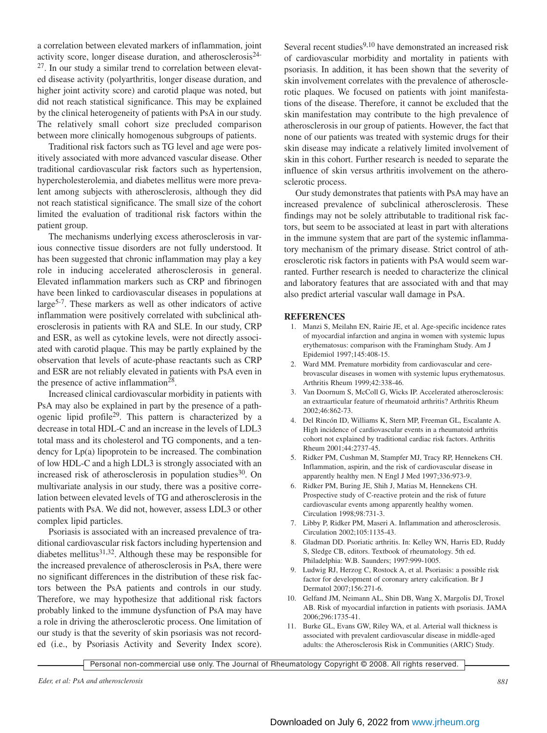a correlation between elevated markers of inflammation, joint activity score, longer disease duration, and atherosclerosis[24-27]. In our study a similar trend to correlation between elevated disease activity (polyarthritis, longer disease duration, and higher joint activity score) and carotid plaque was noted, but did not reach statistical significance. This may be explained by the clinical heterogeneity of patients with PsA in our study. The relatively small cohort size precluded comparison between more clinically homogenous subgroups of patients.

Traditional risk factors such as TG level and age were positively associated with more advanced vascular disease. Other traditional cardiovascular risk factors such as hypertension, hypercholesterolemia, and diabetes mellitus were more prevalent among subjects with atherosclerosis, although they did not reach statistical significance. The small size of the cohort limited the evaluation of traditional risk factors within the patient group.

The mechanisms underlying excess atherosclerosis in various connective tissue disorders are not fully understood. It has been suggested that chronic inflammation may play a key role in inducing accelerated atherosclerosis in general. Elevated inflammation markers such as CRP and fibrinogen have been linked to cardiovascular diseases in populations at large[5-7]. These markers as well as other indicators of active inflammation were positively correlated with subclinical atherosclerosis in patients with RA and SLE. In our study, CRP and ESR, as well as cytokine levels, were not directly associated with carotid plaque. This may be partly explained by the observation that levels of acute-phase reactants such as CRP and ESR are not reliably elevated in patients with PsA even in the presence of active inflammation[28].

Increased clinical cardiovascular morbidity in patients with PsA may also be explained in part by the presence of a pathogenic lipid profile[29]. This pattern is characterized by a decrease in total HDL-C and an increase in the levels of LDL3 total mass and its cholesterol and TG components, and a tendency for Lp(a) lipoprotein to be increased. The combination of low HDL-C and a high LDL3 is strongly associated with an increased risk of atherosclerosis in population studies[30]. On multivariate analysis in our study, there was a positive correlation between elevated levels of TG and atherosclerosis in the patients with PsA. We did not, however, assess LDL3 or other complex lipid particles.

Psoriasis is associated with an increased prevalence of traditional cardiovascular risk factors including hypertension and diabetes mellitus[31,32]. Although these may be responsible for the increased prevalence of atherosclerosis in PsA, there were no significant differences in the distribution of these risk factors between the PsA patients and controls in our study. Therefore, we may hypothesize that additional risk factors probably linked to the immune dysfunction of PsA may have a role in driving the atherosclerotic process. One limitation of our study is that the severity of skin psoriasis was not recorded (i.e., by Psoriasis Activity and Severity Index score). Several recent studies[9,10] have demonstrated an increased risk of cardiovascular morbidity and mortality in patients with psoriasis. In addition, it has been shown that the severity of skin involvement correlates with the prevalence of atherosclerotic plaques. We focused on patients with joint manifestations of the disease. Therefore, it cannot be excluded that the skin manifestation may contribute to the high prevalence of atherosclerosis in our group of patients. However, the fact that none of our patients was treated with systemic drugs for their skin disease may indicate a relatively limited involvement of skin in this cohort. Further research is needed to separate the influence of skin versus arthritis involvement on the atherosclerotic process.

Our study demonstrates that patients with PsA may have an increased prevalence of subclinical atherosclerosis. These findings may not be solely attributable to traditional risk factors, but seem to be associated at least in part with alterations in the immune system that are part of the systemic inflammatory mechanism of the primary disease. Strict control of atherosclerotic risk factors in patients with PsA would seem warranted. Further research is needed to characterize the clinical and laboratory features that are associated with and that may also predict arterial vascular wall damage in PsA.

## REFERENCES

1. Manzi S, Meilahn EN, Rairie JE, et al. Age-specific incidence rates of myocardial infarction and angina in women with systemic lupus erythematosus: comparison with the Framingham Study. Am J Epidemiol 1997;145:408-15.
2. Ward MM. Premature morbidity from cardiovascular and cerebrovascular diseases in women with systemic lupus erythematosus. Arthritis Rheum 1999;42:338-46.
3. Van Doornum S, McColl G, Wicks IP. Accelerated atherosclerosis: an extraarticular feature of rheumatoid arthritis? Arthritis Rheum 2002;46:862-73.
4. Del Rincón ID, Williams K, Stern MP, Freeman GL, Escalante A. High incidence of cardiovascular events in a rheumatoid arthritis cohort not explained by traditional cardiac risk factors. Arthritis Rheum 2001;44:2737-45.
5. Ridker PM, Cushman M, Stampfer MJ, Tracy RP, Hennekens CH. Inflammation, aspirin, and the risk of cardiovascular disease in apparently healthy men. N Engl J Med 1997;336:973-9.
6. Ridker PM, Buring JE, Shih J, Matias M, Hennekens CH. Prospective study of C-reactive protein and the risk of future cardiovascular events among apparently healthy women. Circulation 1998;98:731-3.
7. Libby P, Ridker PM, Maseri A. Inflammation and atherosclerosis. Circulation 2002;105:1135-43.
8. Gladman DD. Psoriatic arthritis. In: Kelley WN, Harris ED, Ruddy S, Sledge CB, editors. Textbook of rheumatology. 5th ed. Philadelphia: W.B. Saunders; 1997:999-1005.
9. Ludwig RJ, Herzog C, Rostock A, et al. Psoriasis: a possible risk factor for development of coronary artery calcification. Br J Dermatol 2007;156:271-6.
10. Gelfand JM, Neimann AL, Shin DB, Wang X, Margolis DJ, Troxel AB. Risk of myocardial infarction in patients with psoriasis. JAMA 2006;296:1735-41.
11. Burke GL, Evans GW, Riley WA, et al. Arterial wall thickness is associated with prevalent cardiovascular disease in middle-aged adults: the Atherosclerosis Risk in Communities (ARIC) Study.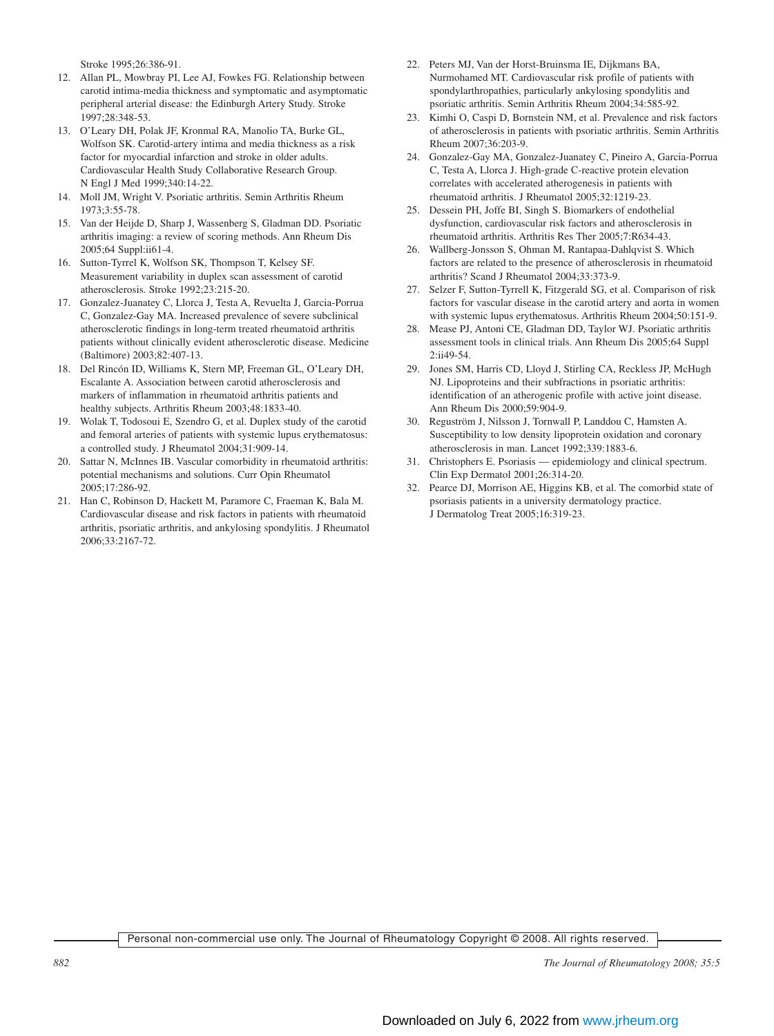Stroke 1995;26:386-91.

12. Allan PL, Mowbray PI, Lee AJ, Fowkes FG. Relationship between carotid intima-media thickness and symptomatic and asymptomatic peripheral arterial disease: the Edinburgh Artery Study. Stroke 1997;28:348-53.
13. O'Leary DH, Polak JF, Kronmal RA, Manolio TA, Burke GL, Wolfson SK. Carotid-artery intima and media thickness as a risk factor for myocardial infarction and stroke in older adults. Cardiovascular Health Study Collaborative Research Group. N Engl J Med 1999;340:14-22.
14. Moll JM, Wright V. Psoriatic arthritis. Semin Arthritis Rheum 1973;3:55-78.
15. Van der Heijde D, Sharp J, Wassenberg S, Gladman DD. Psoriatic arthritis imaging: a review of scoring methods. Ann Rheum Dis 2005;64 Suppl:ii61-4.
16. Sutton-Tyrrel K, Wolfson SK, Thompson T, Kelsey SF. Measurement variability in duplex scan assessment of carotid atherosclerosis. Stroke 1992;23:215-20.
17. Gonzalez-Juanatey C, Llorca J, Testa A, Revuelta J, Garcia-Porrua C, Gonzalez-Gay MA. Increased prevalence of severe subclinical atherosclerotic findings in long-term treated rheumatoid arthritis patients without clinically evident atherosclerotic disease. Medicine (Baltimore) 2003;82:407-13.
18. Del Rincón ID, Williams K, Stern MP, Freeman GL, O'Leary DH, Escalante A. Association between carotid atherosclerosis and markers of inflammation in rheumatoid arthritis patients and healthy subjects. Arthritis Rheum 2003;48:1833-40.
19. Wolak T, Todosoui E, Szendro G, et al. Duplex study of the carotid and femoral arteries of patients with systemic lupus erythematosus: a controlled study. J Rheumatol 2004;31:909-14.
20. Sattar N, McInnes IB. Vascular comorbidity in rheumatoid arthritis: potential mechanisms and solutions. Curr Opin Rheumatol 2005;17:286-92.
21. Han C, Robinson D, Hackett M, Paramore C, Fraeman K, Bala M. Cardiovascular disease and risk factors in patients with rheumatoid arthritis, psoriatic arthritis, and ankylosing spondylitis. J Rheumatol 2006;33:2167-72.
22. Peters MJ, Van der Horst-Bruinsma IE, Dijkmans BA, Nurmohamed MT. Cardiovascular risk profile of patients with spondylarthropathies, particularly ankylosing spondylitis and psoriatic arthritis. Semin Arthritis Rheum 2004;34:585-92.
23. Kimhi O, Caspi D, Bornstein NM, et al. Prevalence and risk factors of atherosclerosis in patients with psoriatic arthritis. Semin Arthritis Rheum 2007;36:203-9.
24. Gonzalez-Gay MA, Gonzalez-Juanatey C, Pineiro A, Garcia-Porrua C, Testa A, Llorca J. High-grade C-reactive protein elevation correlates with accelerated atherogenesis in patients with rheumatoid arthritis. J Rheumatol 2005;32:1219-23.
25. Dessein PH, Joffe BI, Singh S. Biomarkers of endothelial dysfunction, cardiovascular risk factors and atherosclerosis in rheumatoid arthritis. Arthritis Res Ther 2005;7:R634-43.
26. Wallberg-Jonsson S, Ohman M, Rantapaa-Dahlqvist S. Which factors are related to the presence of atherosclerosis in rheumatoid arthritis? Scand J Rheumatol 2004;33:373-9.
27. Selzer F, Sutton-Tyrrell K, Fitzgerald SG, et al. Comparison of risk factors for vascular disease in the carotid artery and aorta in women with systemic lupus erythematosus. Arthritis Rheum 2004;50:151-9.
28. Mease PJ, Antoni CE, Gladman DD, Taylor WJ. Psoriatic arthritis assessment tools in clinical trials. Ann Rheum Dis 2005;64 Suppl 2:ii49-54.
29. Jones SM, Harris CD, Lloyd J, Stirling CA, Reckless JP, McHugh NJ. Lipoproteins and their subfractions in psoriatic arthritis: identification of an atherogenic profile with active joint disease. Ann Rheum Dis 2000;59:904-9.
30. Regusträm J, Nilsson J, Tornwall P, Landdou C, Hamsten A. Susceptibility to low density lipoprotein oxidation and coronary atherosclerosis in man. Lancet 1992;339:1883-6.
31. Christophers E. Psoriasis — epidemiology and clinical spectrum. Clin Exp Dermatol 2001;26:314-20.
32. Pearce DJ, Morrison AE, Higgins KB, et al. The comorbid state of psoriasis patients in a university dermatology practice. J Dermatolog Treat 2005;16:319-23.